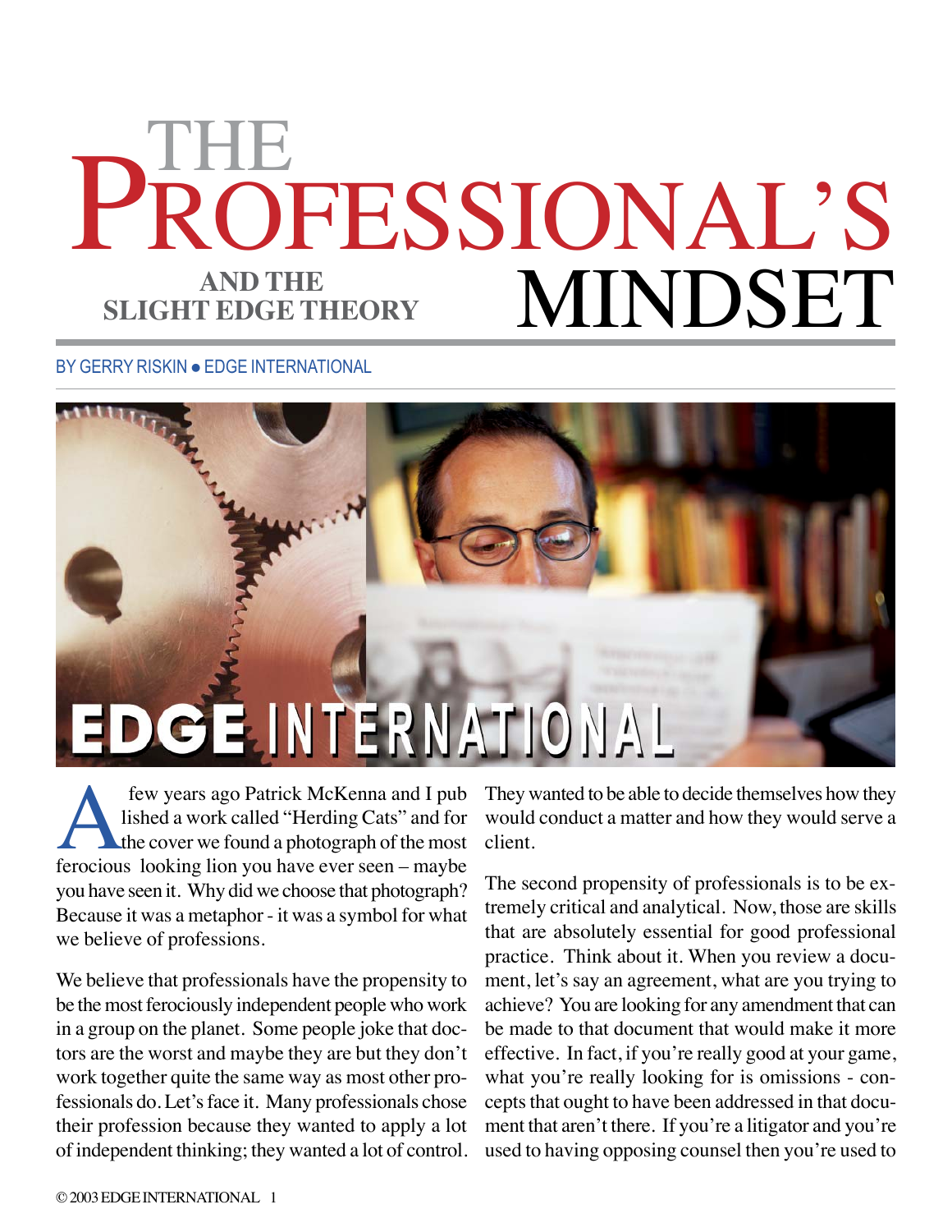# THE PROFESSIONAL'S MINDSET

## AND THE SLIGHT EDGE THEORY

BY GERRY RISKIN ● EDGE INTERNATIONAL

A few years ago Patrick McKenna and I pub lished a work called "Herding Cats" and for the cover we found a photograph of the most ferocious looking lion you have ever seen – maybe you have seen it. Why did we choose that photograph? Because it was a metaphor - it was a symbol for what we believe of professions.

We believe that professionals have the propensity to be the most ferociously independent people who work in a group on the planet. Some people joke that doctors are the worst and maybe they are but they don't work together quite the same way as most other professionals do. Let's face it. Many professionals chose their profession because they wanted to apply a lot of independent thinking; they wanted a lot of control. They wanted to be able to decide themselves how they would conduct a matter and how they would serve a client.

The second propensity of professionals is to be extremely critical and analytical. Now, those are skills that are absolutely essential for good professional practice. Think about it. When you review a document, let's say an agreement, what are you trying to achieve? You are looking for any amendment that can be made to that document that would make it more effective. In fact, if you're really good at your game, what you're really looking for is omissions - concepts that ought to have been addressed in that document that aren't there. If you're a litigator and you're used to having opposing counsel then you're used to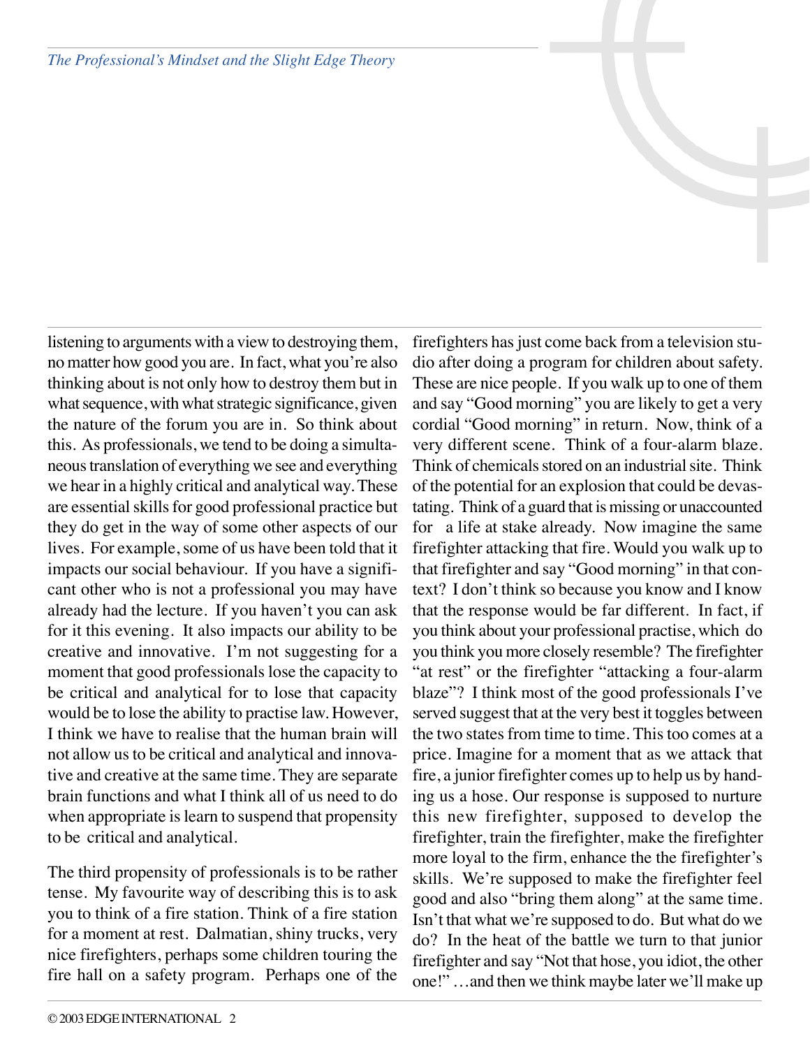listening to arguments with a view to destroying them, no matter how good you are. In fact, what you're also thinking about is not only how to destroy them but in what sequence, with what strategic significance, given the nature of the forum you are in. So think about this. As professionals, we tend to be doing a simultaneous translation of everything we see and everything we hear in a highly critical and analytical way. These are essential skills for good professional practice but they do get in the way of some other aspects of our lives. For example, some of us have been told that it impacts our social behaviour. If you have a significant other who is not a professional you may have already had the lecture. If you haven't you can ask for it this evening. It also impacts our ability to be creative and innovative. I'm not suggesting for a moment that good professionals lose the capacity to be critical and analytical for to lose that capacity would be to lose the ability to practise law. However, I think we have to realise that the human brain will not allow us to be critical and analytical and innovative and creative at the same time. They are separate brain functions and what I think all of us need to do when appropriate is learn to suspend that propensity to be critical and analytical.

The third propensity of professionals is to be rather tense. My favourite way of describing this is to ask you to think of a fire station. Think of a fire station for a moment at rest. Dalmatian, shiny trucks, very nice firefighters, perhaps some children touring the fire hall on a safety program. Perhaps one of the firefighters has just come back from a television studio after doing a program for children about safety. These are nice people. If you walk up to one of them and say "Good morning" you are likely to get a very cordial "Good morning" in return. Now, think of a very different scene. Think of a four-alarm blaze. Think of chemicals stored on an industrial site. Think of the potential for an explosion that could be devastating. Think of a guard that is missing or unaccounted for a life at stake already. Now imagine the same firefighter attacking that fire. Would you walk up to that firefighter and say "Good morning" in that context? I don't think so because you know and I know that the response would be far different. In fact, if you think about your professional practise, which do you think you more closely resemble? The firefighter "at rest" or the firefighter "attacking a four-alarm blaze"? I think most of the good professionals I've served suggest that at the very best it toggles between the two states from time to time. This too comes at a price. Imagine for a moment that as we attack that fire, a junior firefighter comes up to help us by handing us a hose. Our response is supposed to nurture this new firefighter, supposed to develop the firefighter, train the firefighter, make the firefighter more loyal to the firm, enhance the the firefighter's skills. We're supposed to make the firefighter feel good and also "bring them along" at the same time. Isn't that what we're supposed to do. But what do we do? In the heat of the battle we turn to that junior firefighter and say "Not that hose, you idiot, the other one!" …and then we think maybe later we'll make up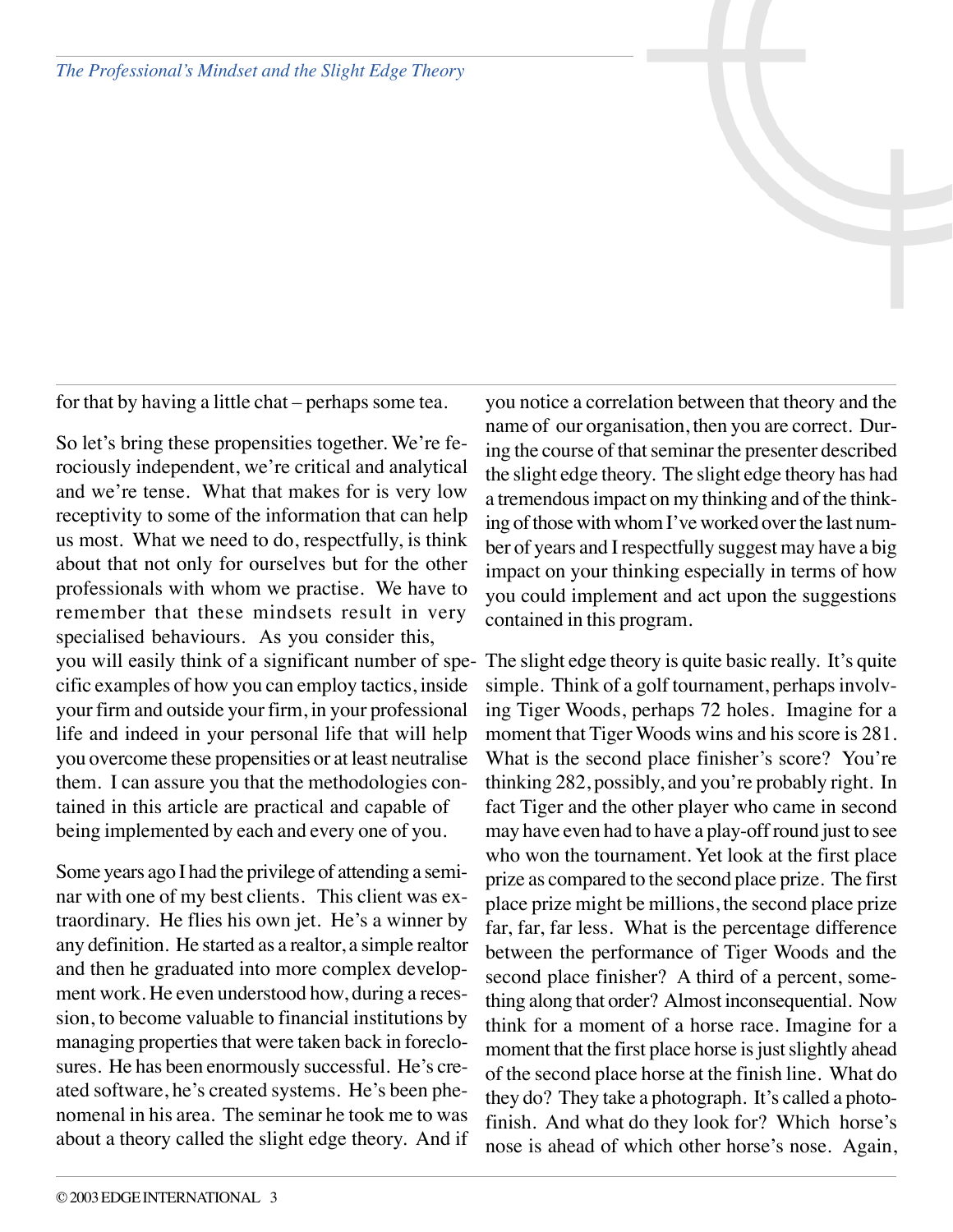for that by having a little chat – perhaps some tea.

So let's bring these propensities together. We're ferociously independent, we're critical and analytical and we're tense. What that makes for is very low receptivity to some of the information that can help us most. What we need to do, respectfully, is think about that not only for ourselves but for the other professionals with whom we practise. We have to remember that these mindsets result in very specialised behaviours. As you consider this, you will easily think of a significant number of specific examples of how you can employ tactics, inside your firm and outside your firm, in your professional life and indeed in your personal life that will help you overcome these propensities or at least neutralise them. I can assure you that the methodologies contained in this article are practical and capable of being implemented by each and every one of you.

Some years ago I had the privilege of attending a seminar with one of my best clients. This client was extraordinary. He flies his own jet. He's a winner by any definition. He started as a realtor, a simple realtor and then he graduated into more complex development work. He even understood how, during a recession, to become valuable to financial institutions by managing properties that were taken back in foreclosures. He has been enormously successful. He's created software, he's created systems. He's been phenomenal in his area. The seminar he took me to was about a theory called the slight edge theory. And if you notice a correlation between that theory and the name of our organisation, then you are correct. During the course of that seminar the presenter described the slight edge theory. The slight edge theory has had a tremendous impact on my thinking and of the thinking of those with whom I've worked over the last number of years and I respectfully suggest may have a big impact on your thinking especially in terms of how you could implement and act upon the suggestions contained in this program.

The slight edge theory is quite basic really. It's quite simple. Think of a golf tournament, perhaps involving Tiger Woods, perhaps 72 holes. Imagine for a moment that Tiger Woods wins and his score is 281. What is the second place finisher's score? You're thinking 282, possibly, and you're probably right. In fact Tiger and the other player who came in second may have even had to have a play-off round just to see who won the tournament. Yet look at the first place prize as compared to the second place prize. The first place prize might be millions, the second place prize far, far, far less. What is the percentage difference between the performance of Tiger Woods and the second place finisher? A third of a percent, something along that order? Almost inconsequential. Now think for a moment of a horse race. Imagine for a moment that the first place horse is just slightly ahead of the second place horse at the finish line. What do they do? They take a photograph. It's called a photo-finish. And what do they look for? Which horse's nose is ahead of which other horse's nose. Again,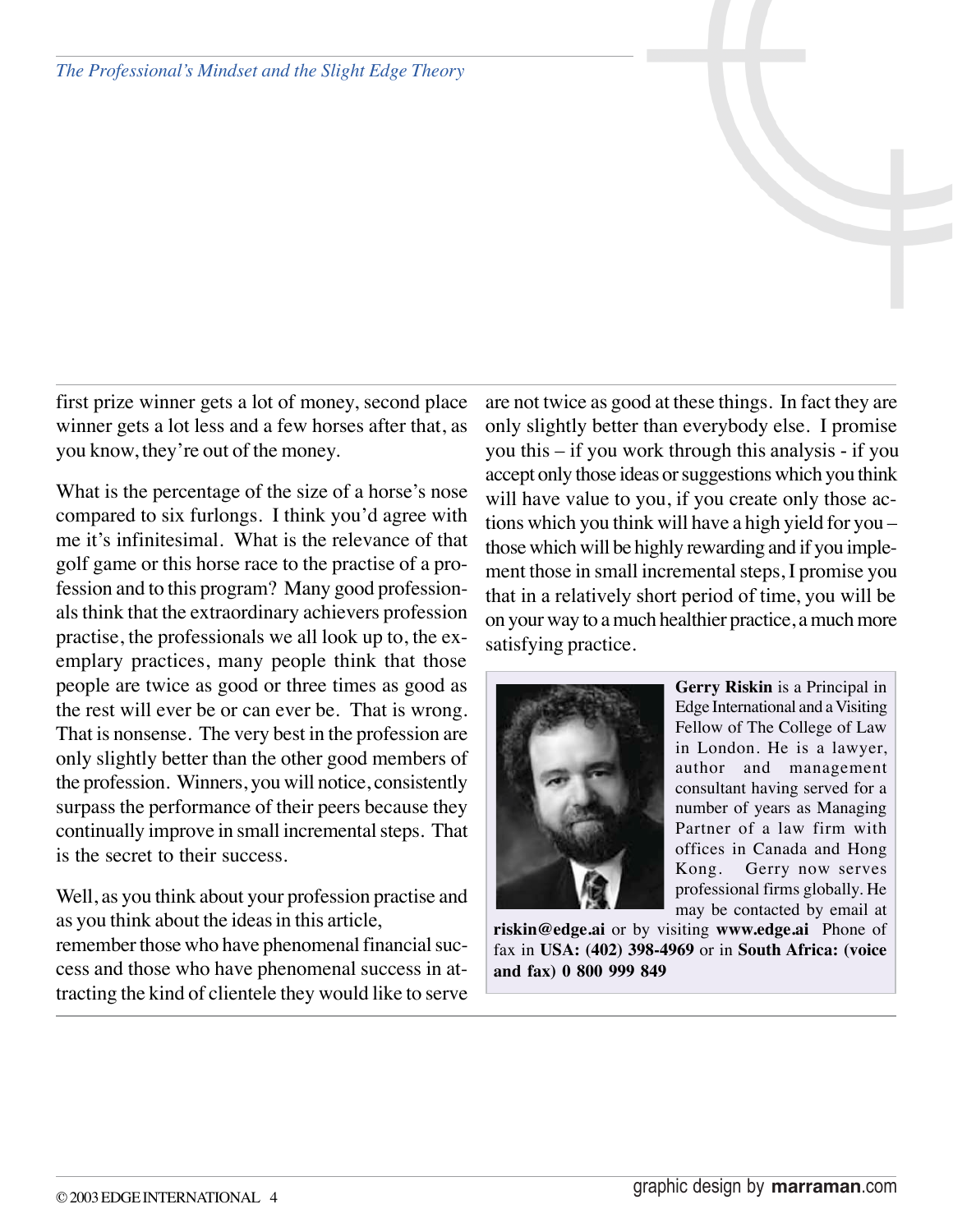first prize winner gets a lot of money, second place winner gets a lot less and a few horses after that, as you know, they're out of the money.

What is the percentage of the size of a horse's nose compared to six furlongs. I think you'd agree with me it's infinitesimal. What is the relevance of that golf game or this horse race to the practise of a profession and to this program? Many good professionals think that the extraordinary achievers profession practise, the professionals we all look up to, the exemplary practices, many people think that those people are twice as good or three times as good as the rest will ever be or can ever be. That is wrong. That is nonsense. The very best in the profession are only slightly better than the other good members of the profession. Winners, you will notice, consistently surpass the performance of their peers because they continually improve in small incremental steps. That is the secret to their success.

Well, as you think about your profession practise and as you think about the ideas in this article,
remember those who have phenomenal financial success and those who have phenomenal success in attracting the kind of clientele they would like to serve are not twice as good at these things. In fact they are only slightly better than everybody else. I promise you this – if you work through this analysis - if you accept only those ideas or suggestions which you think will have value to you, if you create only those actions which you think will have a high yield for you – those which will be highly rewarding and if you implement those in small incremental steps, I promise you that in a relatively short period of time, you will be on your way to a much healthier practice, a much more satisfying practice.

**Gerry Riskin** is a Principal in Edge International and a Visiting Fellow of The College of Law in London. He is a lawyer, author and management consultant having served for a number of years as Managing Partner of a law firm with offices in Canada and Hong Kong. Gerry now serves professional firms globally. He may be contacted by email at **riskin@edge.ai** or by visiting **www.edge.ai** Phone of fax in **USA: (402) 398-4969** or in **South Africa: (voice and fax) 0 800 999 849**

© 2003 EDGE INTERNATIONAL

graphic design by **marraman**.com